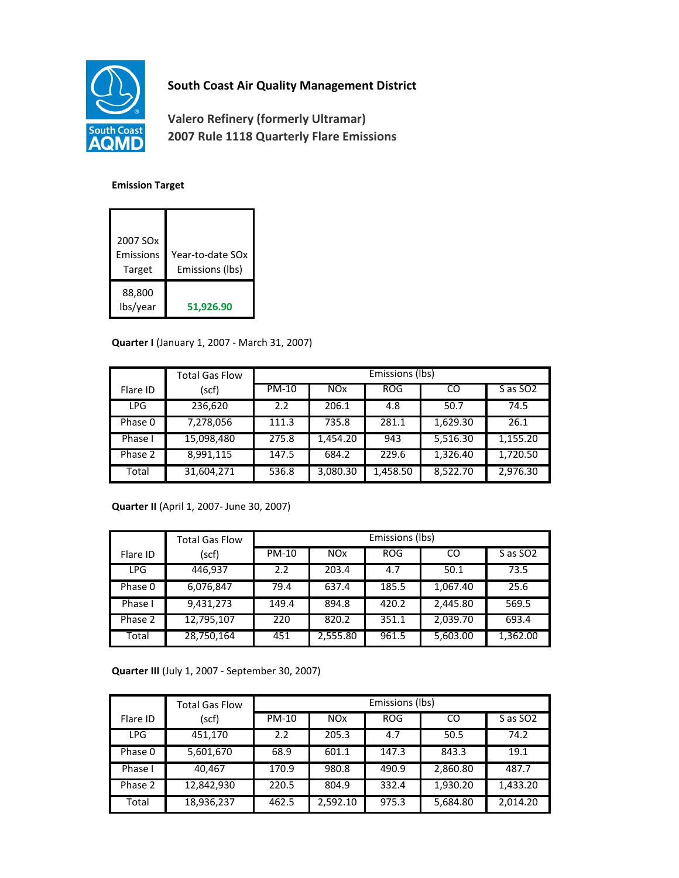**South Coast Air Quality Management District**

**Valero Refinery (formerly Ultramar)**
**2007 Rule 1118 Quarterly Flare Emissions**

**Emission Target**

| 2007 SOx Emissions Target | Year-to-date SOx Emissions (lbs) |
|---|---|
| 88,800 lbs/year | **51,926.90** |

**Quarter I** (January 1, 2007 - March 31, 2007)

| Flare ID | Total Gas Flow (scf) | Emissions (lbs) | | | | |
|---|---|---|---|---|---|---|
| | | PM-10 | NOx | ROG | CO | S as SO2 |
| LPG | 236,620 | 2.2 | 206.1 | 4.8 | 50.7 | 74.5 |
| Phase 0 | 7,278,056 | 111.3 | 735.8 | 281.1 | 1,629.30 | 26.1 |
| Phase I | 15,098,480 | 275.8 | 1,454.20 | 943 | 5,516.30 | 1,155.20 |
| Phase 2 | 8,991,115 | 147.5 | 684.2 | 229.6 | 1,326.40 | 1,720.50 |
| Total | 31,604,271 | 536.8 | 3,080.30 | 1,458.50 | 8,522.70 | 2,976.30 |

**Quarter II** (April 1, 2007- June 30, 2007)

| Flare ID | Total Gas Flow (scf) | Emissions (lbs) | | | | |
|---|---|---|---|---|---|---|
| | | PM-10 | NOx | ROG | CO | S as SO2 |
| LPG | 446,937 | 2.2 | 203.4 | 4.7 | 50.1 | 73.5 |
| Phase 0 | 6,076,847 | 79.4 | 637.4 | 185.5 | 1,067.40 | 25.6 |
| Phase I | 9,431,273 | 149.4 | 894.8 | 420.2 | 2,445.80 | 569.5 |
| Phase 2 | 12,795,107 | 220 | 820.2 | 351.1 | 2,039.70 | 693.4 |
| Total | 28,750,164 | 451 | 2,555.80 | 961.5 | 5,603.00 | 1,362.00 |

**Quarter III** (July 1, 2007 - September 30, 2007)

| Flare ID | Total Gas Flow (scf) | Emissions (lbs) | | | | |
|---|---|---|---|---|---|---|
| | | PM-10 | NOx | ROG | CO | S as SO2 |
| LPG | 451,170 | 2.2 | 205.3 | 4.7 | 50.5 | 74.2 |
| Phase 0 | 5,601,670 | 68.9 | 601.1 | 147.3 | 843.3 | 19.1 |
| Phase I | 40,467 | 170.9 | 980.8 | 490.9 | 2,860.80 | 487.7 |
| Phase 2 | 12,842,930 | 220.5 | 804.9 | 332.4 | 1,930.20 | 1,433.20 |
| Total | 18,936,237 | 462.5 | 2,592.10 | 975.3 | 5,684.80 | 2,014.20 |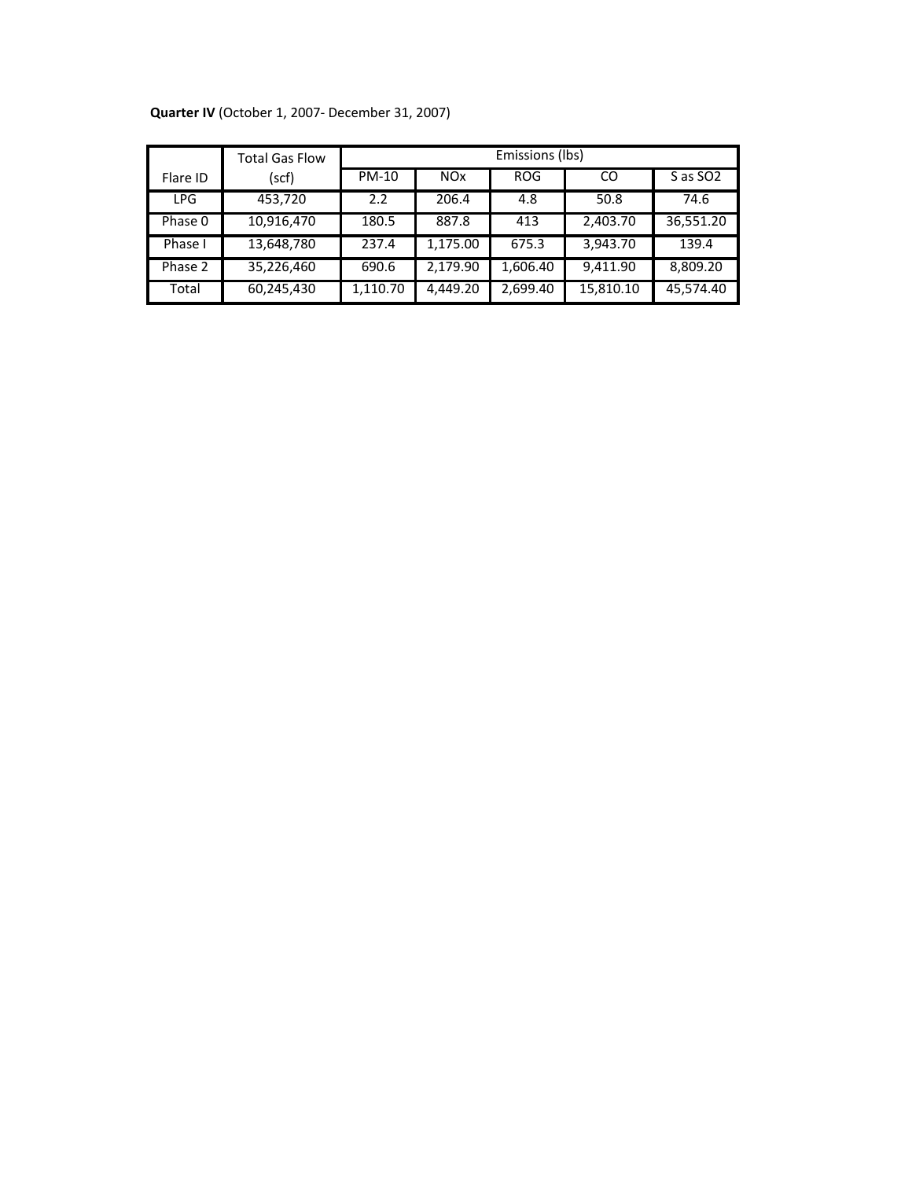**Quarter IV** (October 1, 2007- December 31, 2007)

| Flare ID | Total Gas Flow (scf) | Emissions (lbs) | | | | |
|---|---|---|---|---|---|---|
| | | PM-10 | NOx | ROG | CO | S as SO2 |
| LPG | 453,720 | 2.2 | 206.4 | 4.8 | 50.8 | 74.6 |
| Phase 0 | 10,916,470 | 180.5 | 887.8 | 413 | 2,403.70 | 36,551.20 |
| Phase I | 13,648,780 | 237.4 | 1,175.00 | 675.3 | 3,943.70 | 139.4 |
| Phase 2 | 35,226,460 | 690.6 | 2,179.90 | 1,606.40 | 9,411.90 | 8,809.20 |
| Total | 60,245,430 | 1,110.70 | 4,449.20 | 2,699.40 | 15,810.10 | 45,574.40 |